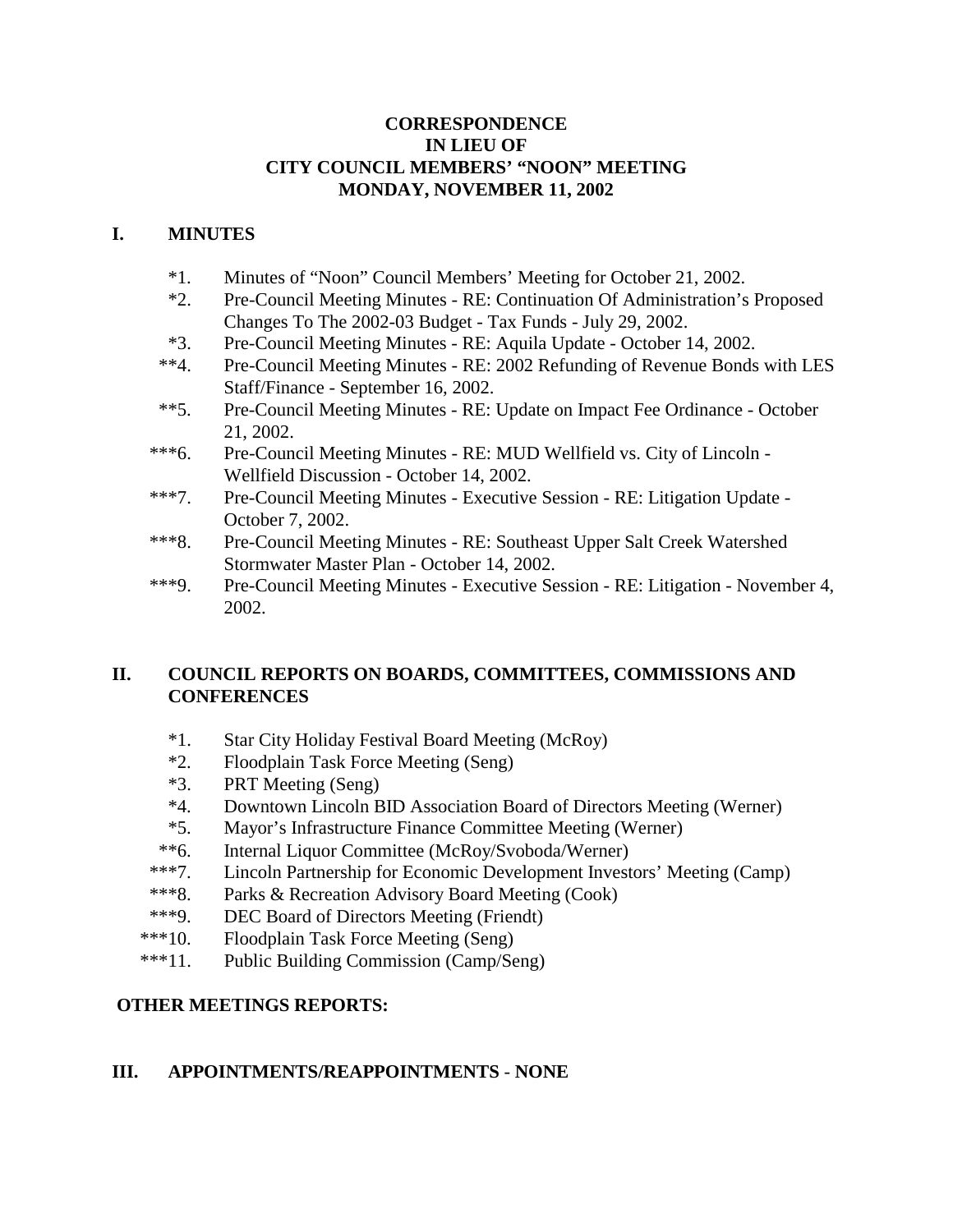**CORRESPONDENCE**
**IN LIEU OF**
**CITY COUNCIL MEMBERS' "NOON" MEETING**
**MONDAY, NOVEMBER 11, 2002**

## I. MINUTES

*1. Minutes of "Noon" Council Members' Meeting for October 21, 2002.

*2. Pre-Council Meeting Minutes - RE: Continuation Of Administration's Proposed Changes To The 2002-03 Budget - Tax Funds - July 29, 2002.

*3. Pre-Council Meeting Minutes - RE: Aquila Update - October 14, 2002.

**4. Pre-Council Meeting Minutes - RE: 2002 Refunding of Revenue Bonds with LES Staff/Finance - September 16, 2002.

**5. Pre-Council Meeting Minutes - RE: Update on Impact Fee Ordinance - October 21, 2002.

***6. Pre-Council Meeting Minutes - RE: MUD Wellfield vs. City of Lincoln - Wellfield Discussion - October 14, 2002.

***7. Pre-Council Meeting Minutes - Executive Session - RE: Litigation Update - October 7, 2002.

***8. Pre-Council Meeting Minutes - RE: Southeast Upper Salt Creek Watershed Stormwater Master Plan - October 14, 2002.

***9. Pre-Council Meeting Minutes - Executive Session - RE: Litigation - November 4, 2002.

## II. COUNCIL REPORTS ON BOARDS, COMMITTEES, COMMISSIONS AND CONFERENCES

*1. Star City Holiday Festival Board Meeting (McRoy)

*2. Floodplain Task Force Meeting (Seng)

*3. PRT Meeting (Seng)

*4. Downtown Lincoln BID Association Board of Directors Meeting (Werner)

*5. Mayor's Infrastructure Finance Committee Meeting (Werner)

**6. Internal Liquor Committee (McRoy/Svoboda/Werner)

***7. Lincoln Partnership for Economic Development Investors' Meeting (Camp)

***8. Parks & Recreation Advisory Board Meeting (Cook)

***9. DEC Board of Directors Meeting (Friendt)

***10. Floodplain Task Force Meeting (Seng)

***11. Public Building Commission (Camp/Seng)

**OTHER MEETINGS REPORTS:**

## III. APPOINTMENTS/REAPPOINTMENTS - NONE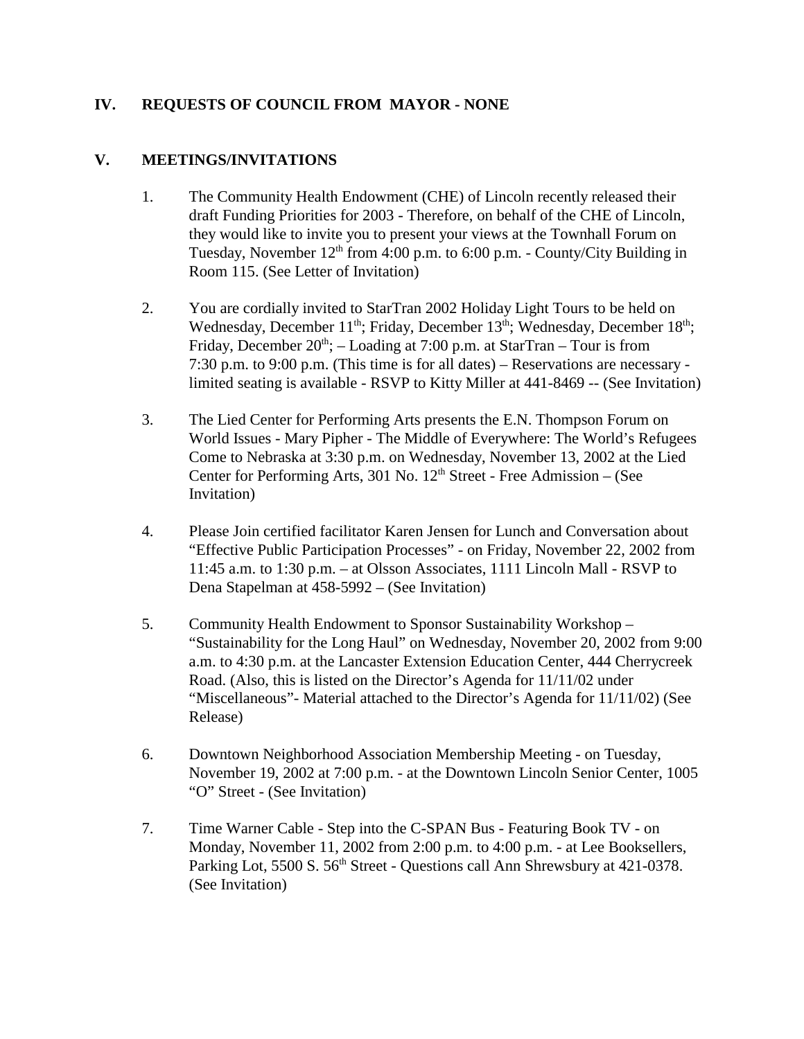## IV. REQUESTS OF COUNCIL FROM MAYOR - NONE

## V. MEETINGS/INVITATIONS

1. The Community Health Endowment (CHE) of Lincoln recently released their draft Funding Priorities for 2003 - Therefore, on behalf of the CHE of Lincoln, they would like to invite you to present your views at the Townhall Forum on Tuesday, November 12th from 4:00 p.m. to 6:00 p.m. - County/City Building in Room 115. (See Letter of Invitation)

2. You are cordially invited to StarTran 2002 Holiday Light Tours to be held on Wednesday, December 11th; Friday, December 13th; Wednesday, December 18th; Friday, December 20th; – Loading at 7:00 p.m. at StarTran – Tour is from 7:30 p.m. to 9:00 p.m. (This time is for all dates) – Reservations are necessary - limited seating is available - RSVP to Kitty Miller at 441-8469 -- (See Invitation)

3. The Lied Center for Performing Arts presents the E.N. Thompson Forum on World Issues - Mary Pipher - The Middle of Everywhere: The World's Refugees Come to Nebraska at 3:30 p.m. on Wednesday, November 13, 2002 at the Lied Center for Performing Arts, 301 No. 12th Street - Free Admission – (See Invitation)

4. Please Join certified facilitator Karen Jensen for Lunch and Conversation about "Effective Public Participation Processes" - on Friday, November 22, 2002 from 11:45 a.m. to 1:30 p.m. – at Olsson Associates, 1111 Lincoln Mall - RSVP to Dena Stapelman at 458-5992 – (See Invitation)

5. Community Health Endowment to Sponsor Sustainability Workshop – "Sustainability for the Long Haul" on Wednesday, November 20, 2002 from 9:00 a.m. to 4:30 p.m. at the Lancaster Extension Education Center, 444 Cherrycreek Road. (Also, this is listed on the Director's Agenda for 11/11/02 under "Miscellaneous"- Material attached to the Director's Agenda for 11/11/02) (See Release)

6. Downtown Neighborhood Association Membership Meeting - on Tuesday, November 19, 2002 at 7:00 p.m. - at the Downtown Lincoln Senior Center, 1005 "O" Street - (See Invitation)

7. Time Warner Cable - Step into the C-SPAN Bus - Featuring Book TV - on Monday, November 11, 2002 from 2:00 p.m. to 4:00 p.m. - at Lee Booksellers, Parking Lot, 5500 S. 56th Street - Questions call Ann Shrewsbury at 421-0378. (See Invitation)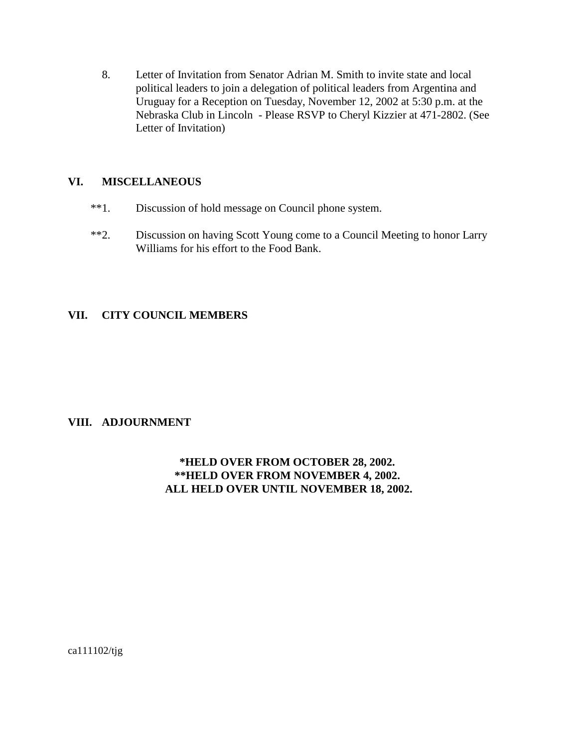8. Letter of Invitation from Senator Adrian M. Smith to invite state and local political leaders to join a delegation of political leaders from Argentina and Uruguay for a Reception on Tuesday, November 12, 2002 at 5:30 p.m. at the Nebraska Club in Lincoln - Please RSVP to Cheryl Kizzier at 471-2802. (See Letter of Invitation)

## VI. MISCELLANEOUS

**1. Discussion of hold message on Council phone system.

**2. Discussion on having Scott Young come to a Council Meeting to honor Larry Williams for his effort to the Food Bank.

## VII. CITY COUNCIL MEMBERS

## VIII. ADJOURNMENT

**\*HELD OVER FROM OCTOBER 28, 2002.**
**\*\*HELD OVER FROM NOVEMBER 4, 2002.**
**ALL HELD OVER UNTIL NOVEMBER 18, 2002.**

ca111102/tjg